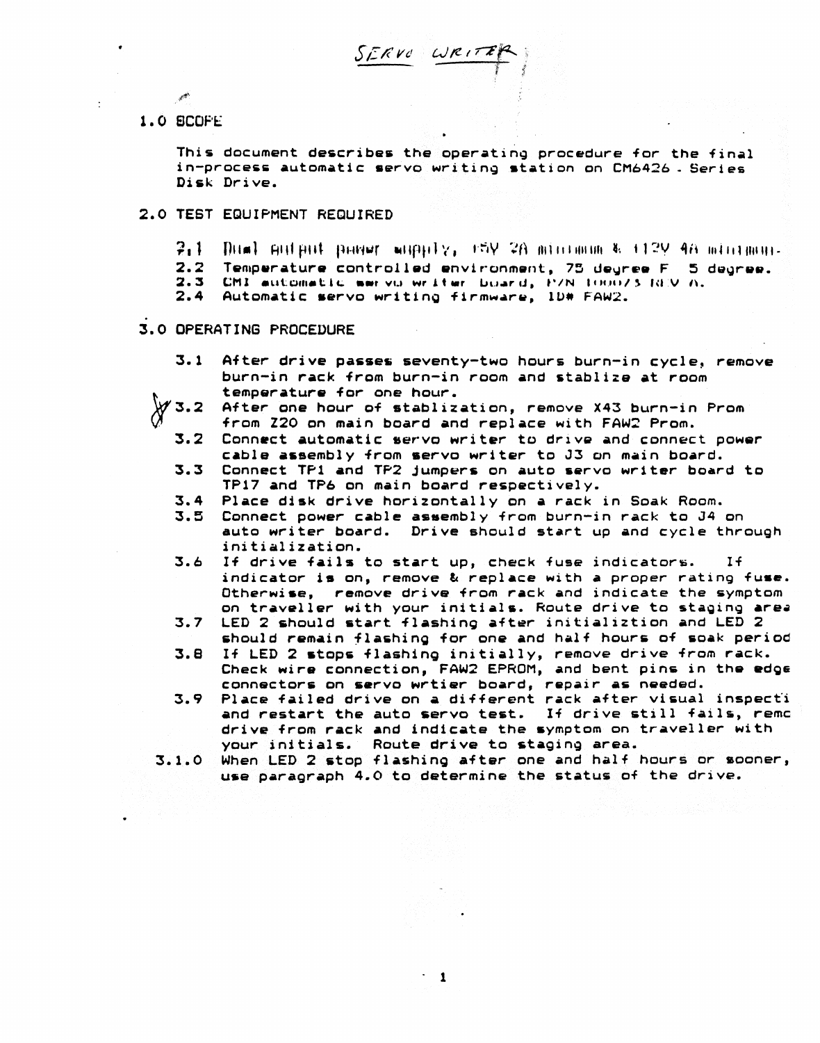SERVO WRITER

## 1.0 SCOPE

This document describes the operating procedure for the final in-process automatic servo writing station on CM6426 - Series Disk Drive.

## 2.0 TEST EQUIPMENT REQUIRED

2.1 Dual output power supply, +5V 2A minimum & +12V 4A minimum.
2.2 Temperature controlled environment, 75 degree F 5 degree.
2.3 CMI automatic servo writer board, P/N 100073 REV A.
2.4 Automatic servo writing firmware, ID# FAW2.

## 3.0 OPERATING PROCEDURE

3.1 After drive passes seventy-two hours burn-in cycle, remove burn-in rack from burn-in room and stablize at room temperature for one hour.
3.2 After one hour of stablization, remove X43 burn-in Prom from Z20 on main board and replace with FAW2 Prom.
3.2 Connect automatic servo writer to drive and connect power cable assembly from servo writer to J3 on main board.
3.3 Connect TP1 and TP2 jumpers on auto servo writer board to TP17 and TP6 on main board respectively.
3.4 Place disk drive horizontally on a rack in Soak Room.
3.5 Connect power cable assembly from burn-in rack to J4 on auto writer board. Drive should start up and cycle through initialization.
3.6 If drive fails to start up, check fuse indicators. If indicator is on, remove & replace with a proper rating fuse. Otherwise, remove drive from rack and indicate the symptom on traveller with your initials. Route drive to staging area
3.7 LED 2 should start flashing after initializtion and LED 2 should remain flashing for one and half hours of soak period
3.8 If LED 2 stops flashing initially, remove drive from rack. Check wire connection, FAW2 EPROM, and bent pins in the edge connectors on servo wrtier board, repair as needed.
3.9 Place failed drive on a different rack after visual inspecti and restart the auto servo test. If drive still fails, remc drive from rack and indicate the symptom on traveller with your initials. Route drive to staging area.
3.1.0 When LED 2 stop flashing after one and half hours or sooner, use paragraph 4.0 to determine the status of the drive.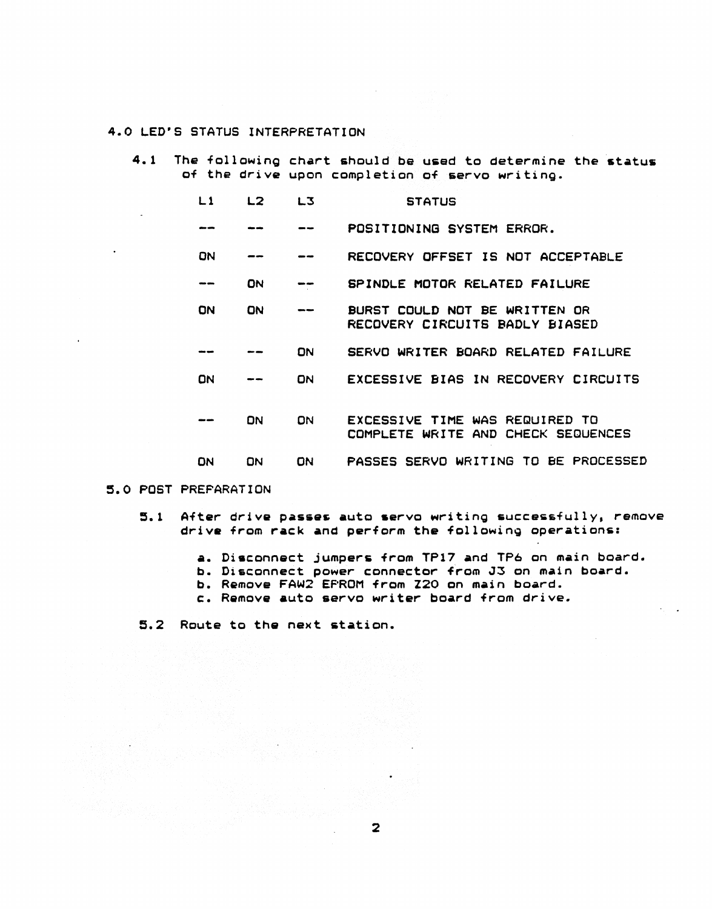## 4.0 LED'S STATUS INTERPRETATION

4.1 The following chart should be used to determine the status of the drive upon completion of servo writing.

| L1 | L2 | L3 | STATUS |
|---|---|---|---|
| -- | -- | -- | POSITIONING SYSTEM ERROR. |
| ON | -- | -- | RECOVERY OFFSET IS NOT ACCEPTABLE |
| -- | ON | -- | SPINDLE MOTOR RELATED FAILURE |
| ON | ON | -- | BURST COULD NOT BE WRITTEN OR RECOVERY CIRCUITS BADLY BIASED |
| -- | -- | ON | SERVO WRITER BOARD RELATED FAILURE |
| ON | -- | ON | EXCESSIVE BIAS IN RECOVERY CIRCUITS |
| -- | ON | ON | EXCESSIVE TIME WAS REQUIRED TO COMPLETE WRITE AND CHECK SEQUENCES |
| ON | ON | ON | PASSES SERVO WRITING TO BE PROCESSED |

## 5.0 POST PREPARATION

5.1 After drive passes auto servo writing successfully, remove drive from rack and perform the following operations:

a. Disconnect jumpers from TP17 and TP6 on main board.
b. Disconnect power connector from J3 on main board.
b. Remove FAW2 EPROM from Z20 on main board.
c. Remove auto servo writer board from drive.

5.2 Route to the next station.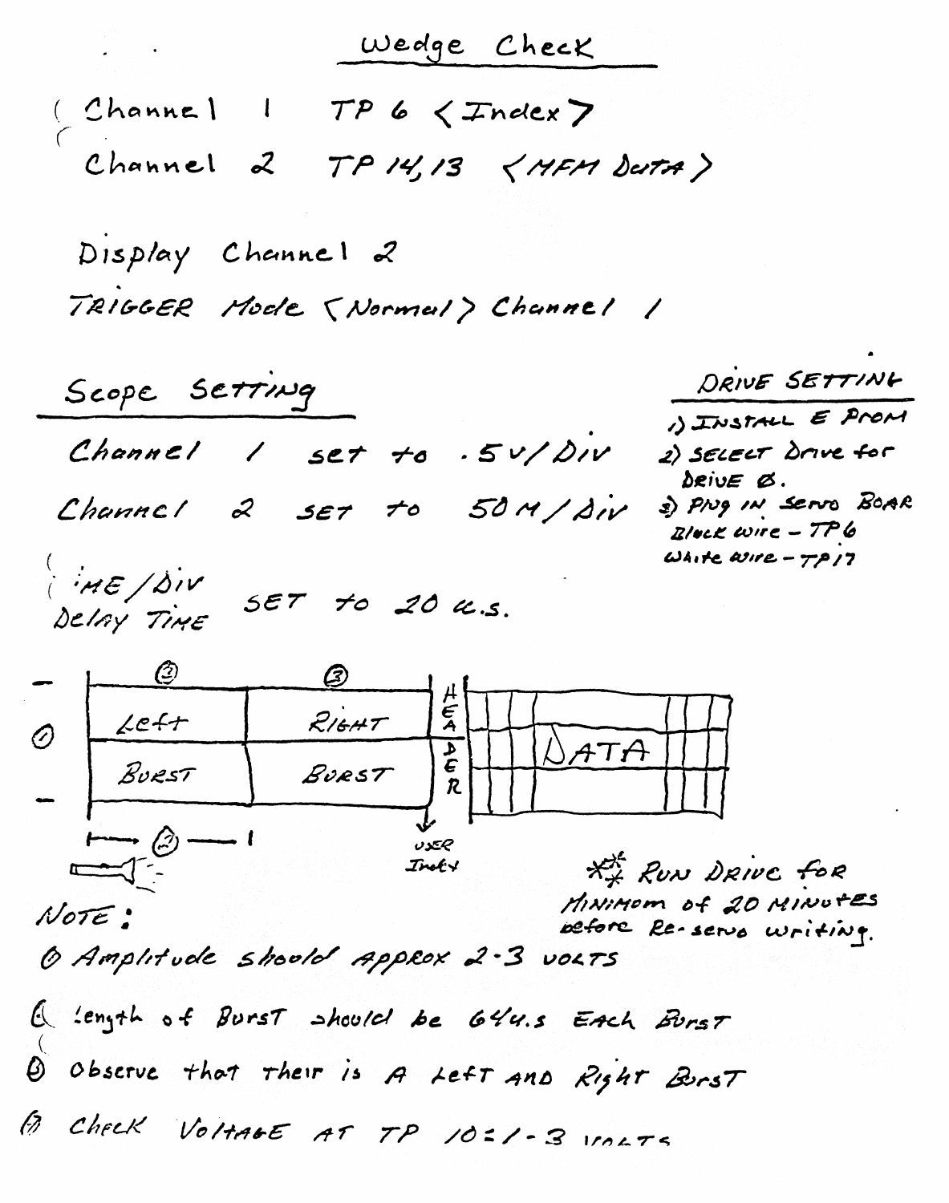# Wedge Check

Channel 1 TP 6 <Index>

Channel 2 TP 14,13 <MFM DATA>

Display Channel 2

TRIGGER Mode <Normal> Channel 1

## Scope Setting

Channel 1 set to .5V/DIV

Channel 2 SET to 50M/DIV

TIME/DIV
Delay TIME SET to 20 u.s.

## DRIVE SETTING

1) INSTALL E PROM
2) SELECT Drive for DRIVE Ø.
3) Plug in Servo BOAR
   Black wire - TP6
   White wire - TP17

| ② | ③ | | |
|---|---|---|---|
| Left | RIGHT | HEADER | DATA |
| BURST | BURST | | |

① (amplitude) ② (burst length)

USER Index

*** RUN DRIVE for MINIMOM of 20 MINUTES before Re-servo writing.

NOTE:

① Amplitude should approx 2-3 VOLTS

② Length of Burst should be 64u.s EACH Burst

③ Observe that their is A Left AND Right Burst

④ Check Voltage AT TP 10=1-3 VOLTS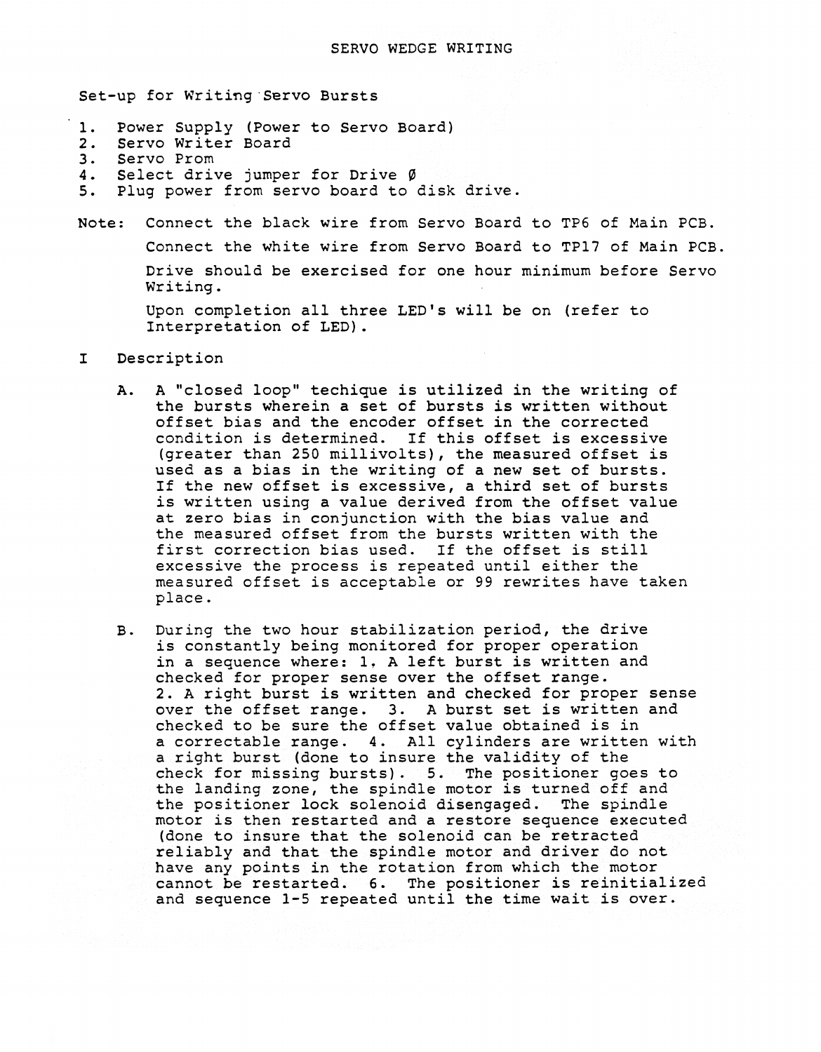# SERVO WEDGE WRITING

Set-up for Writing Servo Bursts

1. Power Supply (Power to Servo Board)
2. Servo Writer Board
3. Servo Prom
4. Select drive jumper for Drive Ø
5. Plug power from servo board to disk drive.

Note: Connect the black wire from Servo Board to TP6 of Main PCB.

Connect the white wire from Servo Board to TP17 of Main PCB.

Drive should be exercised for one hour minimum before Servo Writing.

Upon completion all three LED's will be on (refer to Interpretation of LED).

## I Description

A. A "closed loop" techique is utilized in the writing of the bursts wherein a set of bursts is written without offset bias and the encoder offset in the corrected condition is determined. If this offset is excessive (greater than 250 millivolts), the measured offset is used as a bias in the writing of a new set of bursts. If the new offset is excessive, a third set of bursts is written using a value derived from the offset value at zero bias in conjunction with the bias value and the measured offset from the bursts written with the first correction bias used. If the offset is still excessive the process is repeated until either the measured offset is acceptable or 99 rewrites have taken place.

B. During the two hour stabilization period, the drive is constantly being monitored for proper operation in a sequence where: 1. A left burst is written and checked for proper sense over the offset range. 2. A right burst is written and checked for proper sense over the offset range. 3. A burst set is written and checked to be sure the offset value obtained is in a correctable range. 4. All cylinders are written with a right burst (done to insure the validity of the check for missing bursts). 5. The positioner goes to the landing zone, the spindle motor is turned off and the positioner lock solenoid disengaged. The spindle motor is then restarted and a restore sequence executed (done to insure that the solenoid can be retracted reliably and that the spindle motor and driver do not have any points in the rotation from which the motor cannot be restarted. 6. The positioner is reinitialized and sequence 1-5 repeated until the time wait is over.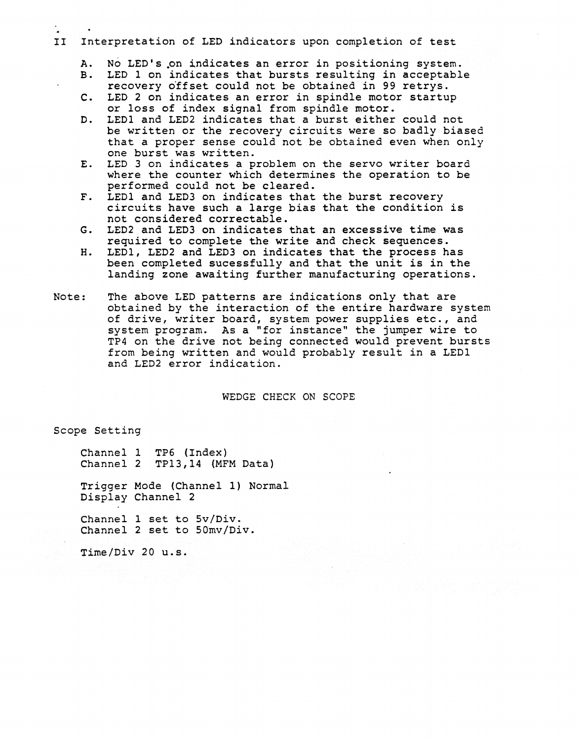## II Interpretation of LED indicators upon completion of test

A. No LED's on indicates an error in positioning system.
B. LED 1 on indicates that bursts resulting in acceptable recovery offset could not be obtained in 99 retrys.
C. LED 2 on indicates an error in spindle motor startup or loss of index signal from spindle motor.
D. LED1 and LED2 indicates that a burst either could not be written or the recovery circuits were so badly biased that a proper sense could not be obtained even when only one burst was written.
E. LED 3 on indicates a problem on the servo writer board where the counter which determines the operation to be performed could not be cleared.
F. LED1 and LED3 on indicates that the burst recovery circuits have such a large bias that the condition is not considered correctable.
G. LED2 and LED3 on indicates that an excessive time was required to complete the write and check sequences.
H. LED1, LED2 and LED3 on indicates that the process has been completed sucessfully and that the unit is in the landing zone awaiting further manufacturing operations.

Note: The above LED patterns are indications only that are obtained by the interaction of the entire hardware system of drive, writer board, system power supplies etc., and system program. As a "for instance" the jumper wire to TP4 on the drive not being connected would prevent bursts from being written and would probably result in a LED1 and LED2 error indication.

## WEDGE CHECK ON SCOPE

Scope Setting

Channel 1 TP6 (Index)
Channel 2 TP13,14 (MFM Data)

Trigger Mode (Channel 1) Normal
Display Channel 2

Channel 1 set to 5v/Div.
Channel 2 set to 50mv/Div.

Time/Div 20 u.s.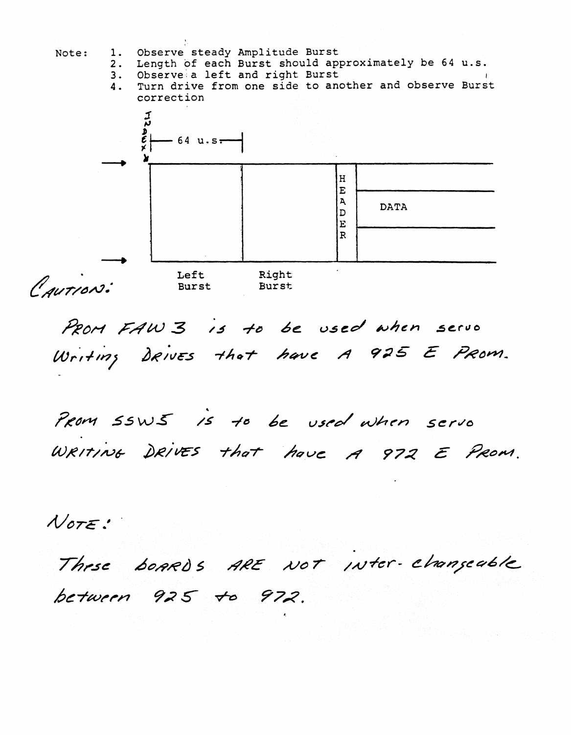Note:

1. Observe steady Amplitude Burst
2. Length of each Burst should approximately be 64 u.s.
3. Observe a left and right Burst
4. Turn drive from one side to another and observe Burst correction

INDEX

64 u.s.

HEADER

DATA

Left Burst

Right Burst

CAUTION:

PROM FAW 3 is to be used when servo Writing Drives that have A 925 E Prom.

Prom SSW5 is to be used when servo WRITING DRIVES that have A 972 E PROM.

NOTE:

These boards ARE NOT inter-changeable between 925 to 972.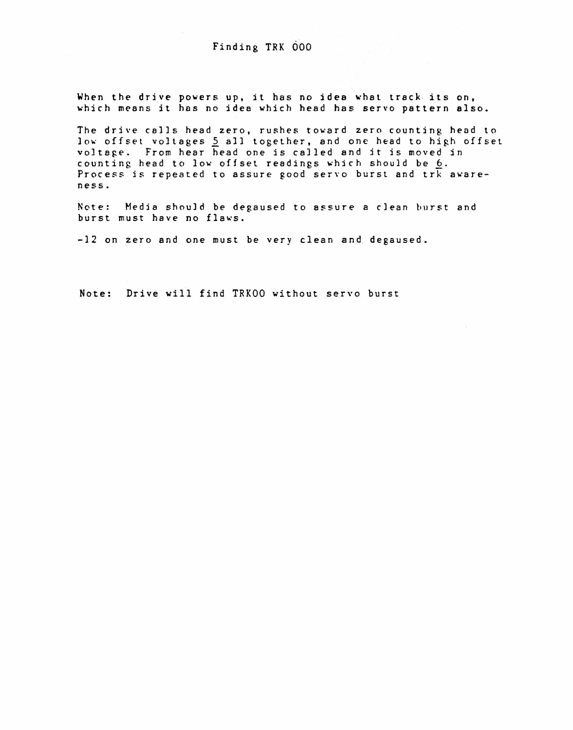# Finding TRK 000

When the drive powers up, it has no idea what track its on, which means it has no idea which head has servo pattern also.

The drive calls head zero, rushes toward zero counting head to low offset voltages 5 all together, and one head to high offset voltage. From hear head one is called and it is moved in counting head to low offset readings which should be 6. Process is repeated to assure good servo burst and trk awareness.

Note: Media should be degaused to assure a clean burst and burst must have no flaws.

-12 on zero and one must be very clean and degaused.

Note: Drive will find TRK00 without servo burst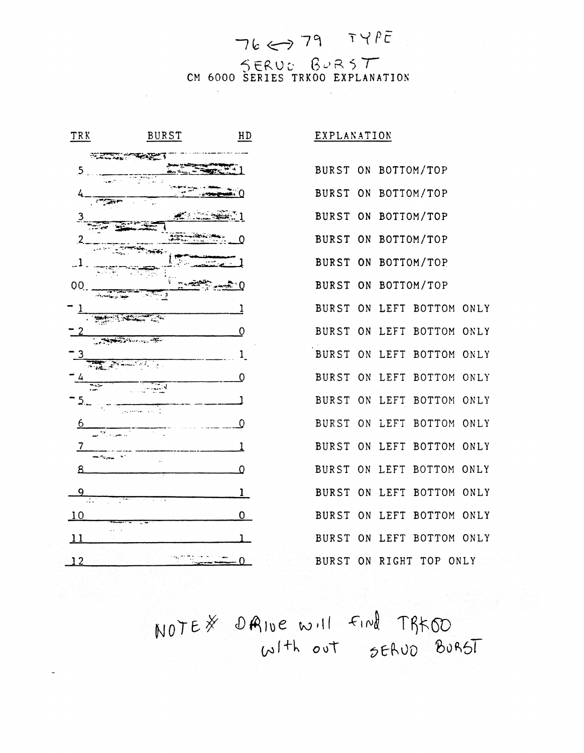76 <-> 79 TYPE

SERVO BURST

CM 6000 SERIES TRK00 EXPLANATION

| TRK | BURST | HD | EXPLANATION |
| --- | --- | --- | --- |
| 5 | | 1 | BURST ON BOTTOM/TOP |
| 4 | | 0 | BURST ON BOTTOM/TOP |
| 3 | | 1 | BURST ON BOTTOM/TOP |
| 2 | | 0 | BURST ON BOTTOM/TOP |
| 1 | | 1 | BURST ON BOTTOM/TOP |
| 00 | | 0 | BURST ON BOTTOM/TOP |
| -1 | | 1 | BURST ON LEFT BOTTOM ONLY |
| -2 | | 0 | BURST ON LEFT BOTTOM ONLY |
| -3 | | 1 | BURST ON LEFT BOTTOM ONLY |
| -4 | | 0 | BURST ON LEFT BOTTOM ONLY |
| -5 | | 1 | BURST ON LEFT BOTTOM ONLY |
| 6 | | 0 | BURST ON LEFT BOTTOM ONLY |
| 7 | | 1 | BURST ON LEFT BOTTOM ONLY |
| 8 | | 0 | BURST ON LEFT BOTTOM ONLY |
| 9 | | 1 | BURST ON LEFT BOTTOM ONLY |
| 10 | | 0 | BURST ON LEFT BOTTOM ONLY |
| 11 | | 1 | BURST ON LEFT BOTTOM ONLY |
| 12 | | 0 | BURST ON RIGHT TOP ONLY |

NOTE* DRIVE will find TRK00 with out SERVO BURST